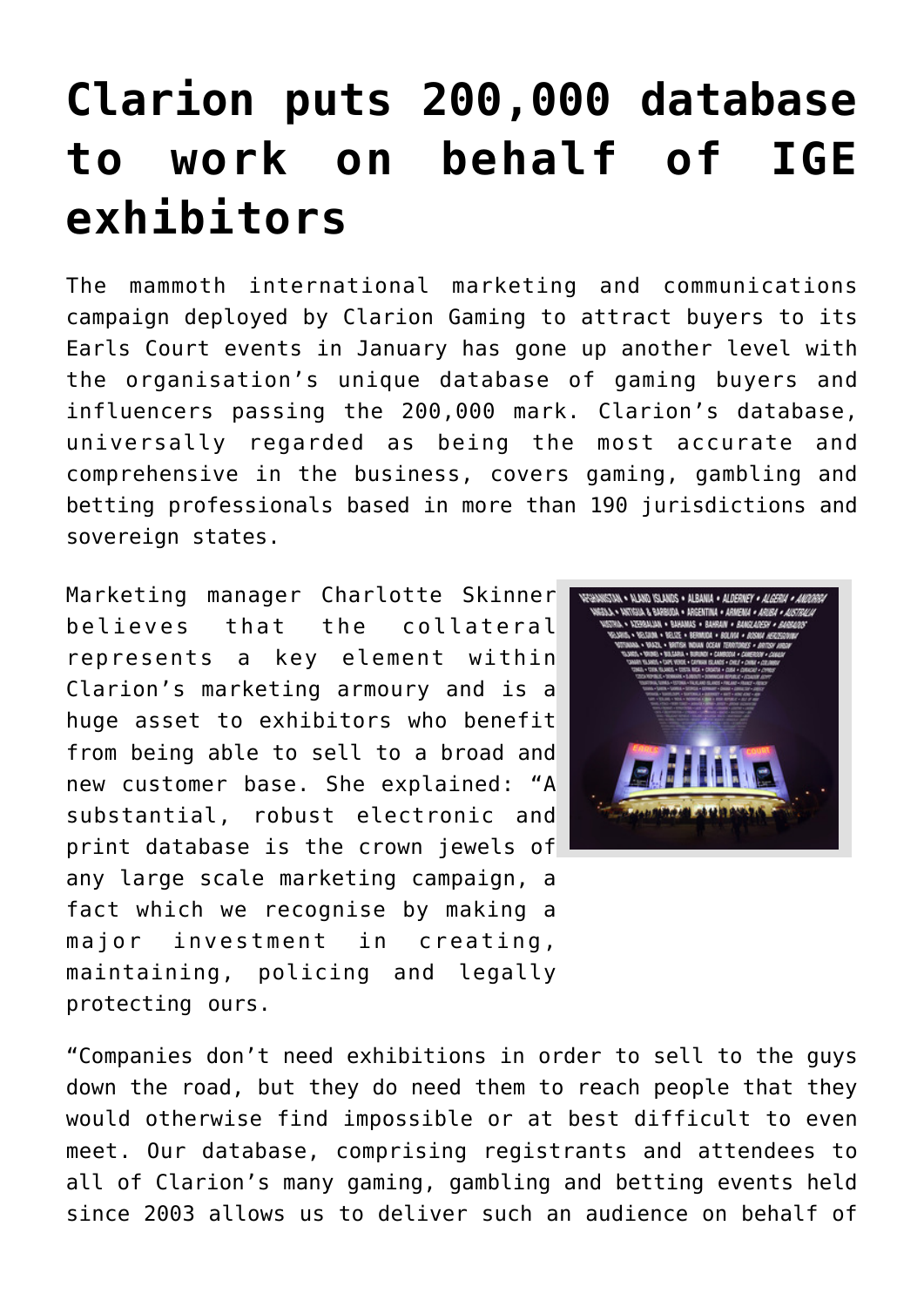# Clarion puts 200,000 database to work on behalf of IGE exhibitors

The mammoth international marketing and communications campaign deployed by Clarion Gaming to attract buyers to its Earls Court events in January has gone up another level with the organisation's unique database of gaming buyers and influencers passing the 200,000 mark. Clarion's database, universally regarded as being the most accurate and comprehensive in the business, covers gaming, gambling and betting professionals based in more than 190 jurisdictions and sovereign states.

Marketing manager Charlotte Skinner believes that the collateral represents a key element within Clarion's marketing armoury and is a huge asset to exhibitors who benefit from being able to sell to a broad and new customer base. She explained: "A substantial, robust electronic and print database is the crown jewels of any large scale marketing campaign, a fact which we recognise by making a major investment in creating, maintaining, policing and legally protecting ours.

"Companies don't need exhibitions in order to sell to the guys down the road, but they do need them to reach people that they would otherwise find impossible or at best difficult to even meet. Our database, comprising registrants and attendees to all of Clarion's many gaming, gambling and betting events held since 2003 allows us to deliver such an audience on behalf of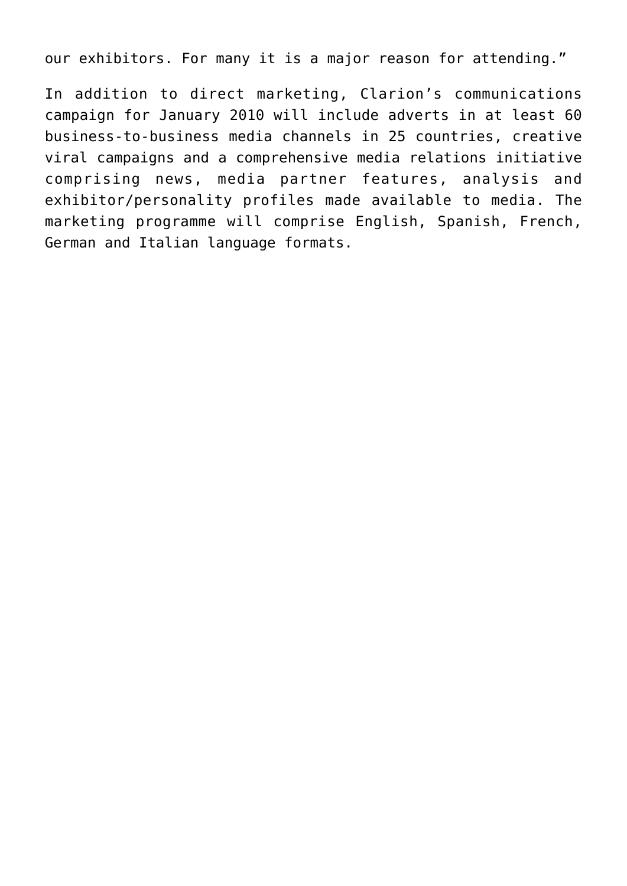our exhibitors. For many it is a major reason for attending."

In addition to direct marketing, Clarion's communications campaign for January 2010 will include adverts in at least 60 business-to-business media channels in 25 countries, creative viral campaigns and a comprehensive media relations initiative comprising news, media partner features, analysis and exhibitor/personality profiles made available to media. The marketing programme will comprise English, Spanish, French, German and Italian language formats.